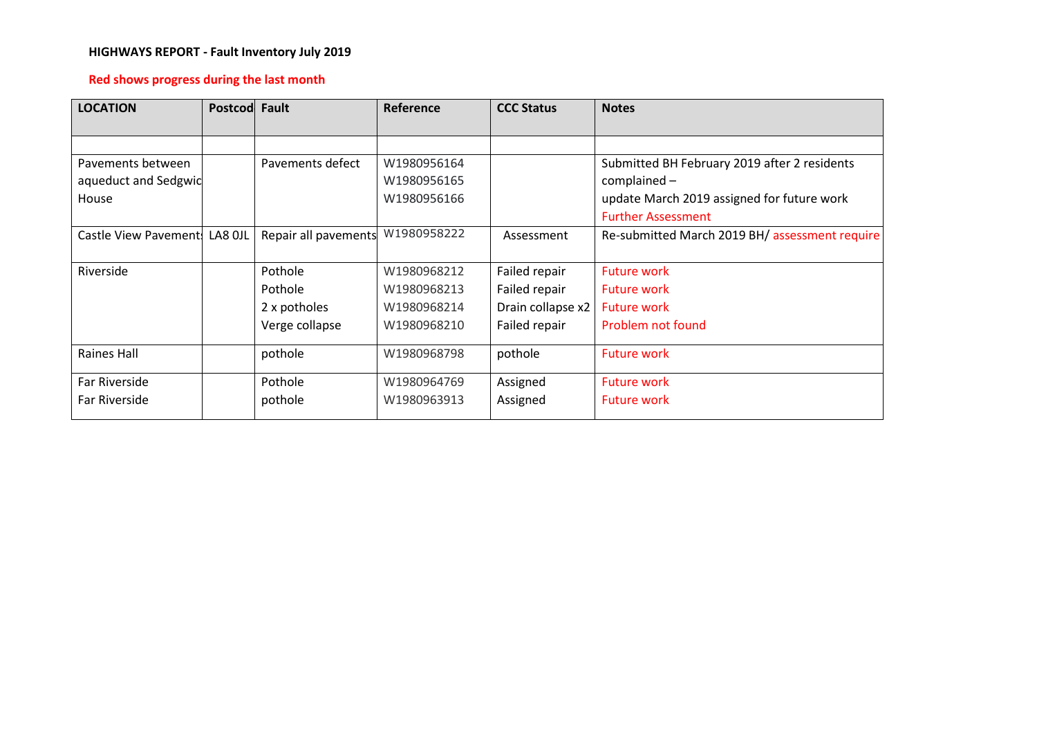**HIGHWAYS REPORT - Fault Inventory July 2019**

**Red shows progress during the last month**

| LOCATION | Postcod | Fault | Reference | CCC Status | Notes |
|---|---|---|---|---|---|
| | | | | | |
| Pavements between aqueduct and Sedgwic House | | Pavements defect | W1980956164<br>W1980956165<br>W1980956166 | | Submitted BH February 2019 after 2 residents complained –<br>update March 2019 assigned for future work<br>Further Assessment |
| Castle View Pavement: | LA8 0JL | Repair all pavements | W1980958222 | Assessment | Re-submitted March 2019 BH/ assessment require |
| Riverside | | Pothole<br>Pothole<br>2 x potholes<br>Verge collapse | W1980968212<br>W1980968213<br>W1980968214<br>W1980968210 | Failed repair<br>Failed repair<br>Drain collapse x2<br>Failed repair | Future work<br>Future work<br>Future work<br>Problem not found |
| Raines Hall | | pothole | W1980968798 | pothole | Future work |
| Far Riverside<br>Far Riverside | | Pothole<br>pothole | W1980964769<br>W1980963913 | Assigned<br>Assigned | Future work<br>Future work |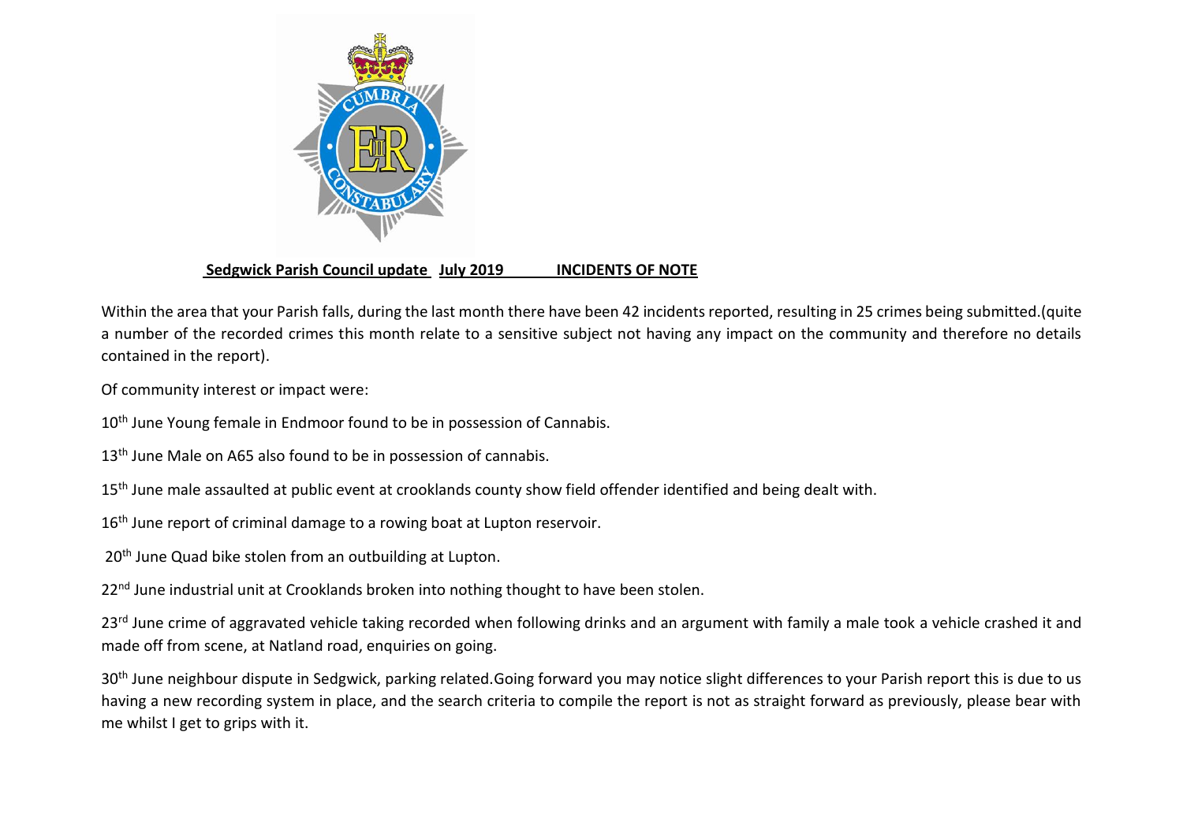**Sedgwick Parish Council update July 2019 INCIDENTS OF NOTE**

Within the area that your Parish falls, during the last month there have been 42 incidents reported, resulting in 25 crimes being submitted.(quite a number of the recorded crimes this month relate to a sensitive subject not having any impact on the community and therefore no details contained in the report).

Of community interest or impact were:

10th June Young female in Endmoor found to be in possession of Cannabis.

13th June Male on A65 also found to be in possession of cannabis.

15th June male assaulted at public event at crooklands county show field offender identified and being dealt with.

16th June report of criminal damage to a rowing boat at Lupton reservoir.

20th June Quad bike stolen from an outbuilding at Lupton.

22nd June industrial unit at Crooklands broken into nothing thought to have been stolen.

23rd June crime of aggravated vehicle taking recorded when following drinks and an argument with family a male took a vehicle crashed it and made off from scene, at Natland road, enquiries on going.

30th June neighbour dispute in Sedgwick, parking related.Going forward you may notice slight differences to your Parish report this is due to us having a new recording system in place, and the search criteria to compile the report is not as straight forward as previously, please bear with me whilst I get to grips with it.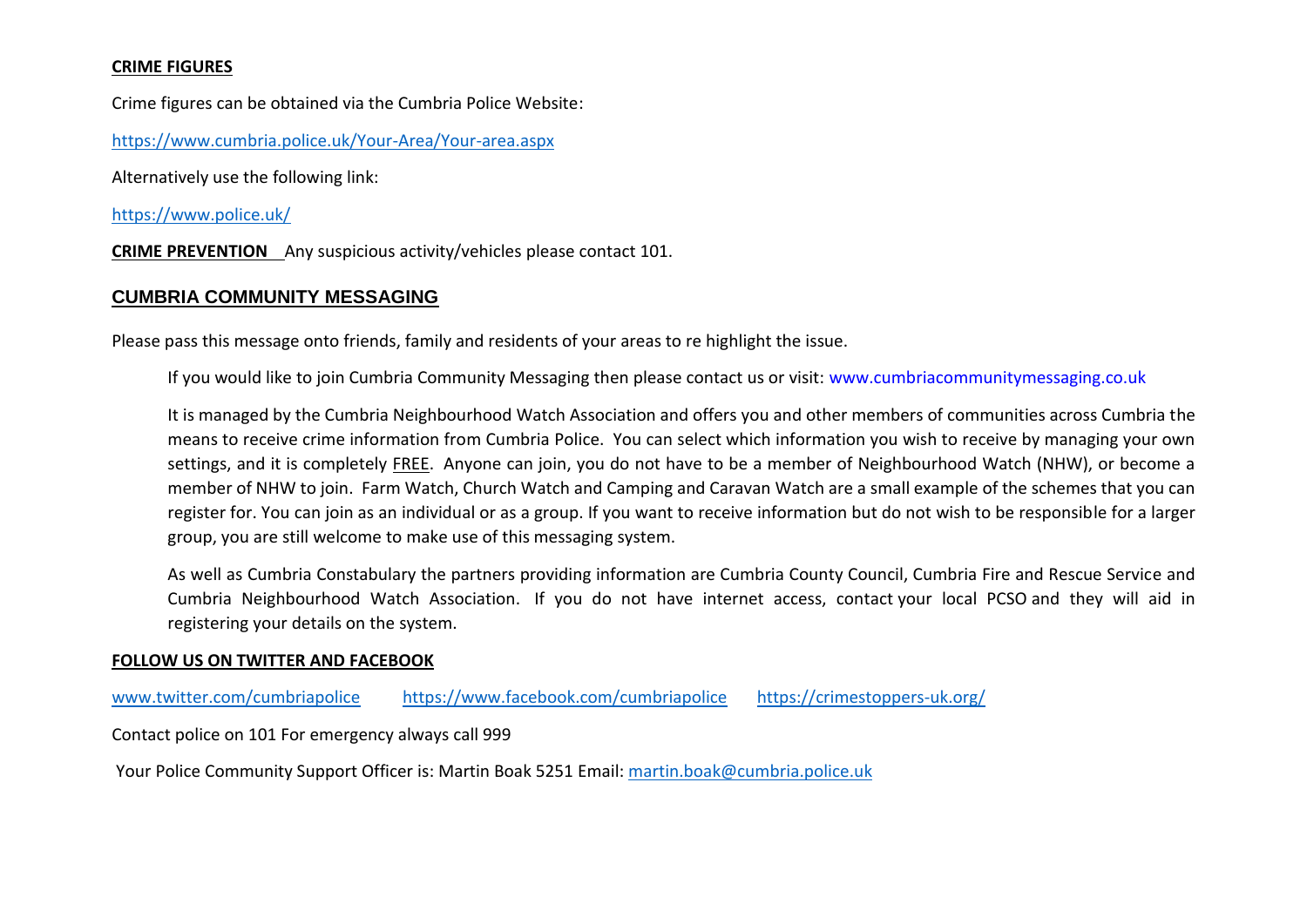**CRIME FIGURES**

Crime figures can be obtained via the Cumbria Police Website:

https://www.cumbria.police.uk/Your-Area/Your-area.aspx

Alternatively use the following link:

https://www.police.uk/

**CRIME PREVENTION** Any suspicious activity/vehicles please contact 101.

## CUMBRIA COMMUNITY MESSAGING

Please pass this message onto friends, family and residents of your areas to re highlight the issue.

If you would like to join Cumbria Community Messaging then please contact us or visit: www.cumbriacommunitymessaging.co.uk

It is managed by the Cumbria Neighbourhood Watch Association and offers you and other members of communities across Cumbria the means to receive crime information from Cumbria Police. You can select which information you wish to receive by managing your own settings, and it is completely FREE. Anyone can join, you do not have to be a member of Neighbourhood Watch (NHW), or become a member of NHW to join. Farm Watch, Church Watch and Camping and Caravan Watch are a small example of the schemes that you can register for. You can join as an individual or as a group. If you want to receive information but do not wish to be responsible for a larger group, you are still welcome to make use of this messaging system.

As well as Cumbria Constabulary the partners providing information are Cumbria County Council, Cumbria Fire and Rescue Service and Cumbria Neighbourhood Watch Association. If you do not have internet access, contact your local PCSO and they will aid in registering your details on the system.

**FOLLOW US ON TWITTER AND FACEBOOK**

www.twitter.com/cumbriapolice https://www.facebook.com/cumbriapolice https://crimestoppers-uk.org/

Contact police on 101 For emergency always call 999

Your Police Community Support Officer is: Martin Boak 5251 Email: martin.boak@cumbria.police.uk